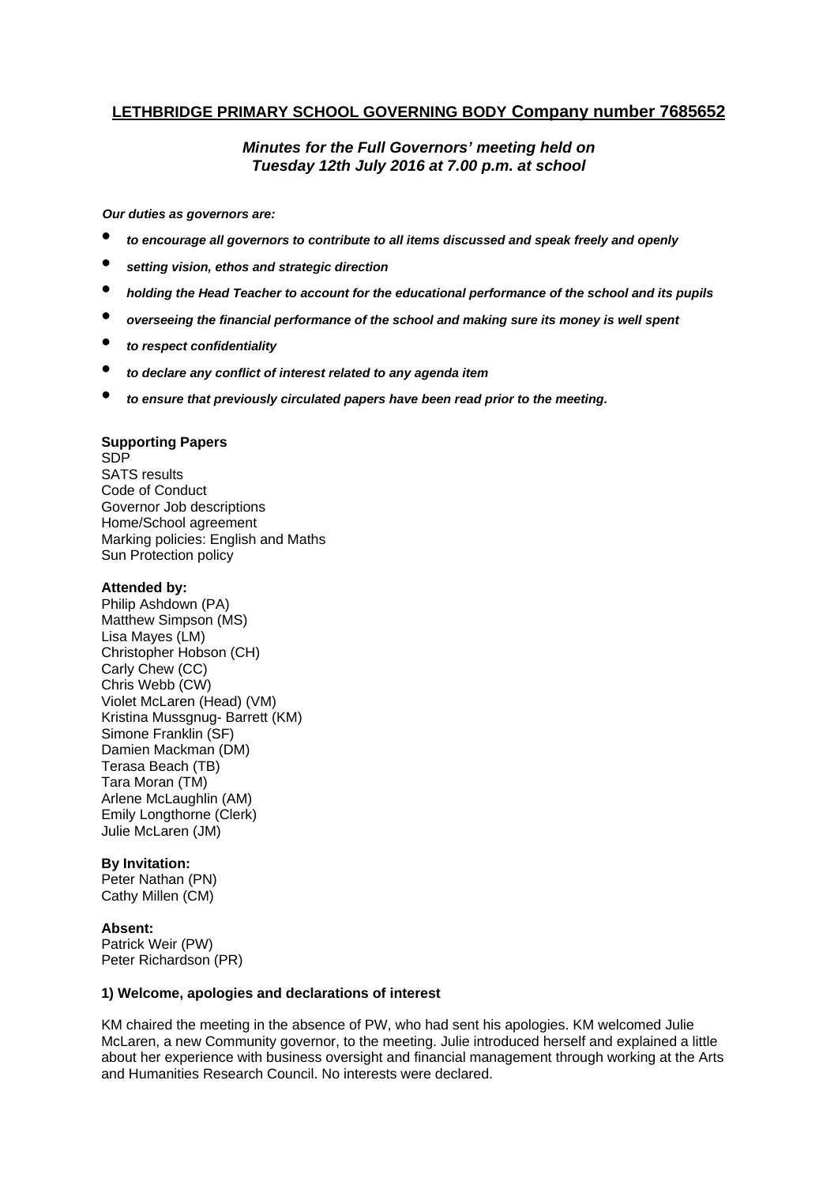**LETHBRIDGE PRIMARY SCHOOL GOVERNING BODY Company number 7685652**

***Minutes for the Full Governors' meeting held on Tuesday 12th July 2016 at 7.00 p.m. at school***

***Our duties as governors are:***

- ***to encourage all governors to contribute to all items discussed and speak freely and openly***
- ***setting vision, ethos and strategic direction***
- ***holding the Head Teacher to account for the educational performance of the school and its pupils***
- ***overseeing the financial performance of the school and making sure its money is well spent***
- ***to respect confidentiality***
- ***to declare any conflict of interest related to any agenda item***
- ***to ensure that previously circulated papers have been read prior to the meeting.***

**Supporting Papers**
SDP
SATS results
Code of Conduct
Governor Job descriptions
Home/School agreement
Marking policies: English and Maths
Sun Protection policy

**Attended by:**
Philip Ashdown (PA)
Matthew Simpson (MS)
Lisa Mayes (LM)
Christopher Hobson (CH)
Carly Chew (CC)
Chris Webb (CW)
Violet McLaren (Head) (VM)
Kristina Mussgnug- Barrett (KM)
Simone Franklin (SF)
Damien Mackman (DM)
Terasa Beach (TB)
Tara Moran (TM)
Arlene McLaughlin (AM)
Emily Longthorne (Clerk)
Julie McLaren (JM)

**By Invitation:**
Peter Nathan (PN)
Cathy Millen (CM)

**Absent:**
Patrick Weir (PW)
Peter Richardson (PR)

**1) Welcome, apologies and declarations of interest**

KM chaired the meeting in the absence of PW, who had sent his apologies. KM welcomed Julie McLaren, a new Community governor, to the meeting. Julie introduced herself and explained a little about her experience with business oversight and financial management through working at the Arts and Humanities Research Council. No interests were declared.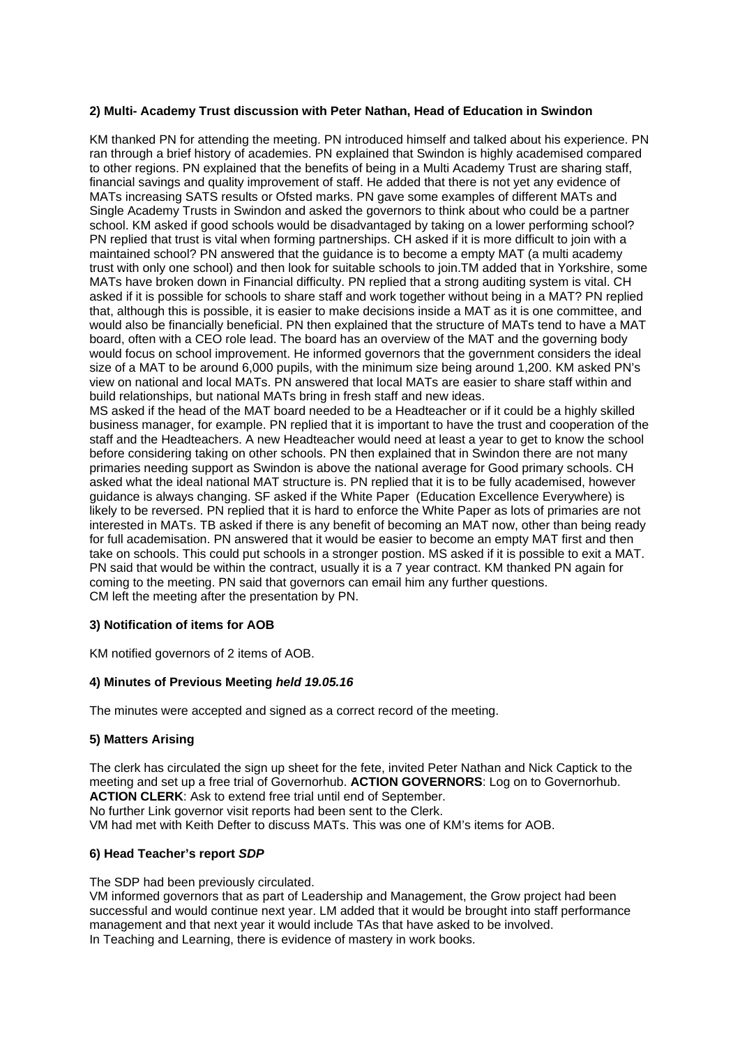**2) Multi- Academy Trust discussion with Peter Nathan, Head of Education in Swindon**

KM thanked PN for attending the meeting. PN introduced himself and talked about his experience. PN ran through a brief history of academies. PN explained that Swindon is highly academised compared to other regions. PN explained that the benefits of being in a Multi Academy Trust are sharing staff, financial savings and quality improvement of staff. He added that there is not yet any evidence of MATs increasing SATS results or Ofsted marks. PN gave some examples of different MATs and Single Academy Trusts in Swindon and asked the governors to think about who could be a partner school. KM asked if good schools would be disadvantaged by taking on a lower performing school? PN replied that trust is vital when forming partnerships. CH asked if it is more difficult to join with a maintained school? PN answered that the guidance is to become a empty MAT (a multi academy trust with only one school) and then look for suitable schools to join.TM added that in Yorkshire, some MATs have broken down in Financial difficulty. PN replied that a strong auditing system is vital. CH asked if it is possible for schools to share staff and work together without being in a MAT? PN replied that, although this is possible, it is easier to make decisions inside a MAT as it is one committee, and would also be financially beneficial. PN then explained that the structure of MATs tend to have a MAT board, often with a CEO role lead. The board has an overview of the MAT and the governing body would focus on school improvement. He informed governors that the government considers the ideal size of a MAT to be around 6,000 pupils, with the minimum size being around 1,200. KM asked PN's view on national and local MATs. PN answered that local MATs are easier to share staff within and build relationships, but national MATs bring in fresh staff and new ideas.
MS asked if the head of the MAT board needed to be a Headteacher or if it could be a highly skilled business manager, for example. PN replied that it is important to have the trust and cooperation of the staff and the Headteachers. A new Headteacher would need at least a year to get to know the school before considering taking on other schools. PN then explained that in Swindon there are not many primaries needing support as Swindon is above the national average for Good primary schools. CH asked what the ideal national MAT structure is. PN replied that it is to be fully academised, however guidance is always changing. SF asked if the White Paper (Education Excellence Everywhere) is likely to be reversed. PN replied that it is hard to enforce the White Paper as lots of primaries are not interested in MATs. TB asked if there is any benefit of becoming an MAT now, other than being ready for full academisation. PN answered that it would be easier to become an empty MAT first and then take on schools. This could put schools in a stronger postion. MS asked if it is possible to exit a MAT. PN said that would be within the contract, usually it is a 7 year contract. KM thanked PN again for coming to the meeting. PN said that governors can email him any further questions.
CM left the meeting after the presentation by PN.

**3) Notification of items for AOB**

KM notified governors of 2 items of AOB.

**4) Minutes of Previous Meeting *held 19.05.16***

The minutes were accepted and signed as a correct record of the meeting.

**5) Matters Arising**

The clerk has circulated the sign up sheet for the fete, invited Peter Nathan and Nick Captick to the meeting and set up a free trial of Governorhub. **ACTION GOVERNORS**: Log on to Governorhub. **ACTION CLERK**: Ask to extend free trial until end of September.
No further Link governor visit reports had been sent to the Clerk.
VM had met with Keith Defter to discuss MATs. This was one of KM's items for AOB.

**6) Head Teacher's report *SDP***

The SDP had been previously circulated.
VM informed governors that as part of Leadership and Management, the Grow project had been successful and would continue next year. LM added that it would be brought into staff performance management and that next year it would include TAs that have asked to be involved.
In Teaching and Learning, there is evidence of mastery in work books.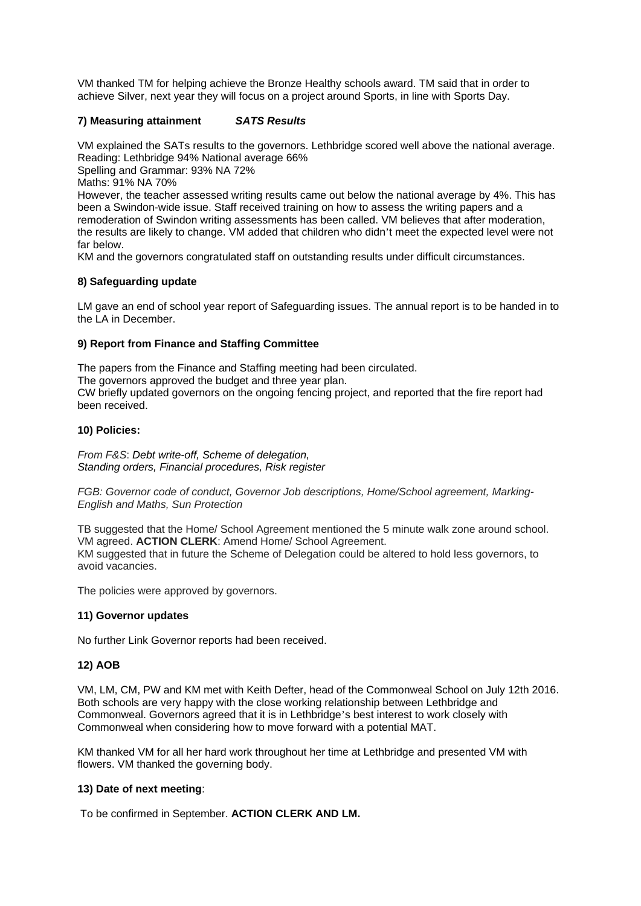VM thanked TM for helping achieve the Bronze Healthy schools award. TM said that in order to achieve Silver, next year they will focus on a project around Sports, in line with Sports Day.

**7) Measuring attainment** ***SATS Results***

VM explained the SATs results to the governors. Lethbridge scored well above the national average.
Reading: Lethbridge 94% National average 66%
Spelling and Grammar: 93% NA 72%
Maths: 91% NA 70%
However, the teacher assessed writing results came out below the national average by 4%. This has been a Swindon-wide issue. Staff received training on how to assess the writing papers and a remoderation of Swindon writing assessments has been called. VM believes that after moderation, the results are likely to change. VM added that children who didn't meet the expected level were not far below.
KM and the governors congratulated staff on outstanding results under difficult circumstances.

**8) Safeguarding update**

LM gave an end of school year report of Safeguarding issues. The annual report is to be handed in to the LA in December.

**9) Report from Finance and Staffing Committee**

The papers from the Finance and Staffing meeting had been circulated.
The governors approved the budget and three year plan.
CW briefly updated governors on the ongoing fencing project, and reported that the fire report had been received.

**10) Policies:**

*From F&S*: *Debt write-off, Scheme of delegation, Standing orders, Financial procedures, Risk register*

*FGB: Governor code of conduct, Governor Job descriptions, Home/School agreement, Marking- English and Maths, Sun Protection*

TB suggested that the Home/ School Agreement mentioned the 5 minute walk zone around school. VM agreed. **ACTION CLERK**: Amend Home/ School Agreement.
KM suggested that in future the Scheme of Delegation could be altered to hold less governors, to avoid vacancies.

The policies were approved by governors.

**11) Governor updates**

No further Link Governor reports had been received.

**12) AOB**

VM, LM, CM, PW and KM met with Keith Defter, head of the Commonweal School on July 12th 2016. Both schools are very happy with the close working relationship between Lethbridge and Commonweal. Governors agreed that it is in Lethbridge's best interest to work closely with Commonweal when considering how to move forward with a potential MAT.

KM thanked VM for all her hard work throughout her time at Lethbridge and presented VM with flowers. VM thanked the governing body.

**13) Date of next meeting**:

To be confirmed in September. **ACTION CLERK AND LM.**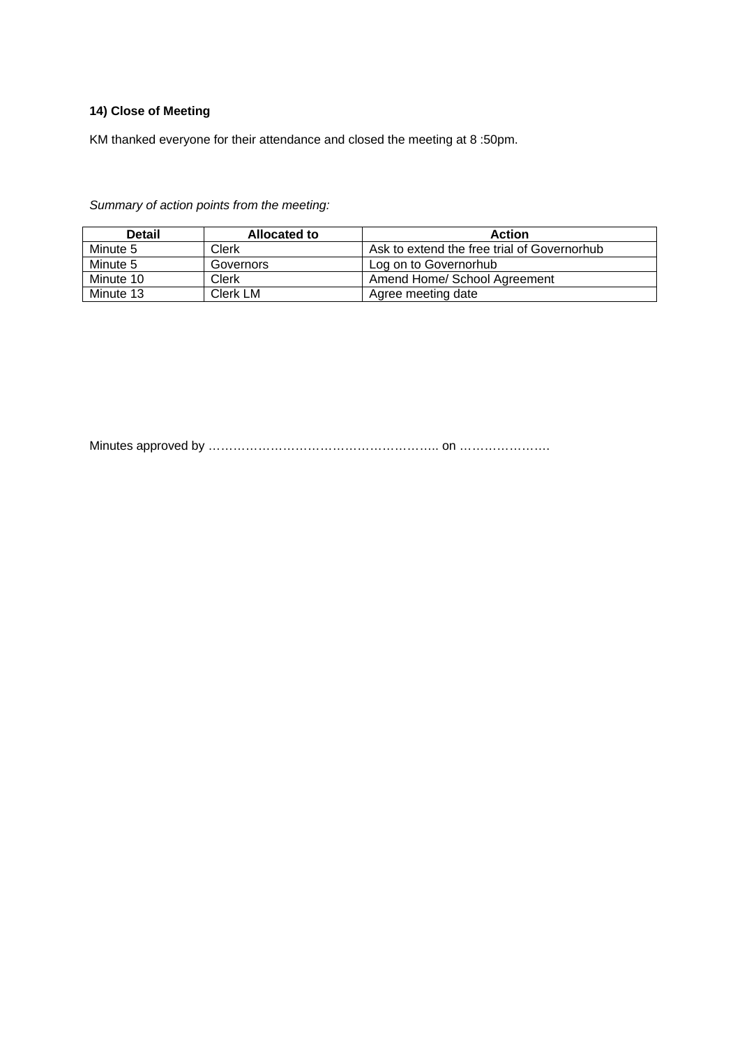**14) Close of Meeting**

KM thanked everyone for their attendance and closed the meeting at 8 :50pm.

*Summary of action points from the meeting:*

| Detail | Allocated to | Action |
|---|---|---|
| Minute 5 | Clerk | Ask to extend the free trial of Governorhub |
| Minute 5 | Governors | Log on to Governorhub |
| Minute 10 | Clerk | Amend Home/ School Agreement |
| Minute 13 | Clerk LM | Agree meeting date |

Minutes approved by ……………………………………………….. on ………………….